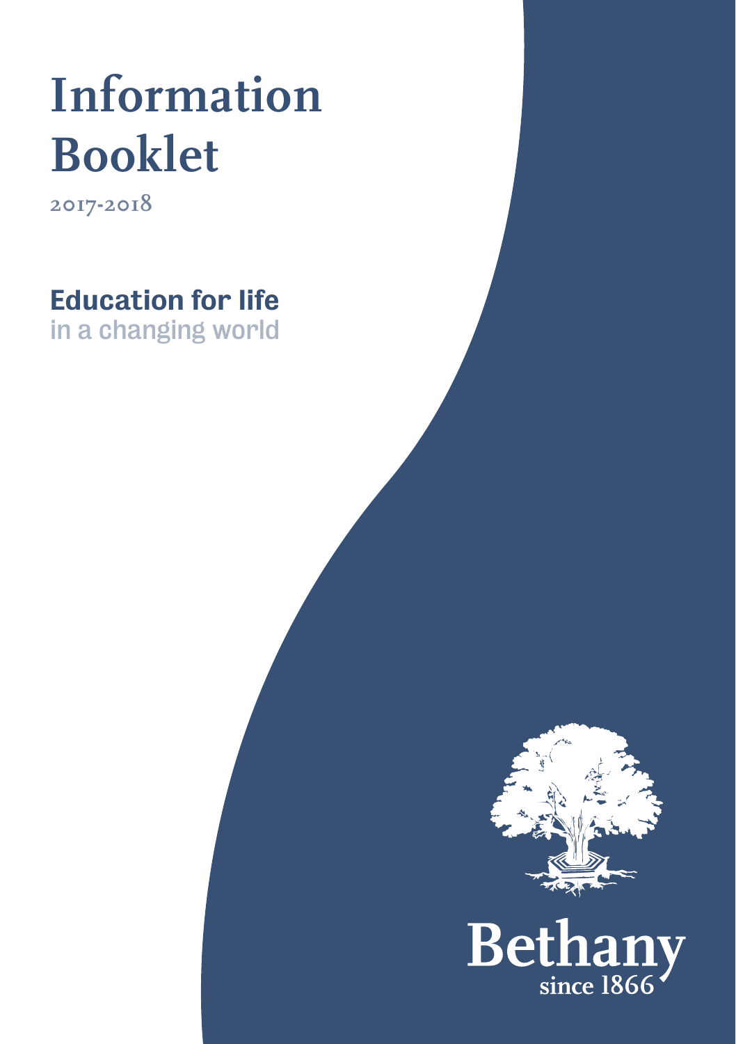# Information Booklet

2017-2018

## Education for life
in a changing world

Bethany
since 1866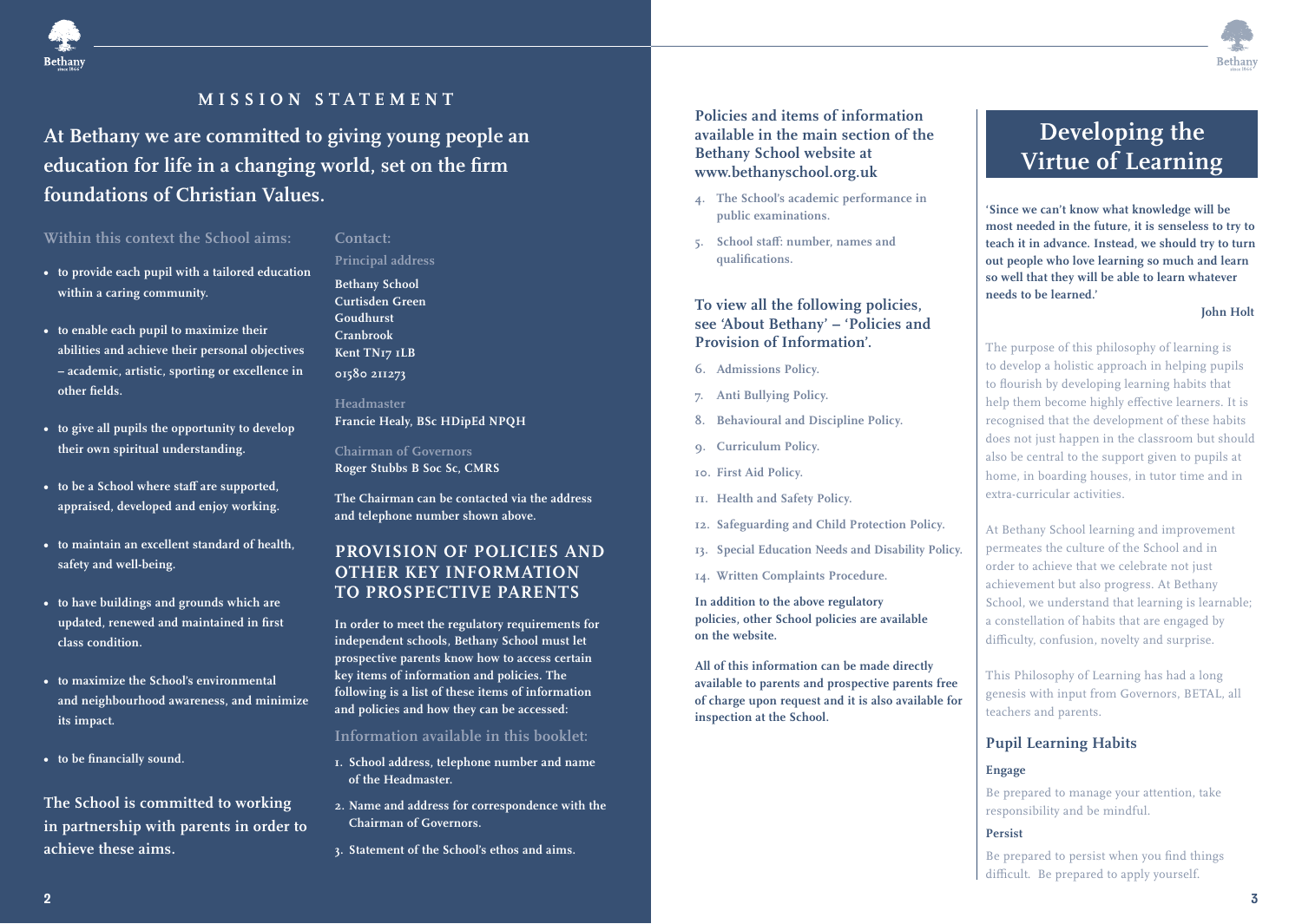# MISSION STATEMENT

**At Bethany we are committed to giving young people an education for life in a changing world, set on the firm foundations of Christian Values.**

Within this context the School aims:

- to provide each pupil with a tailored education within a caring community.
- to enable each pupil to maximize their abilities and achieve their personal objectives – academic, artistic, sporting or excellence in other fields.
- to give all pupils the opportunity to develop their own spiritual understanding.
- to be a School where staff are supported, appraised, developed and enjoy working.
- to maintain an excellent standard of health, safety and well-being.
- to have buildings and grounds which are updated, renewed and maintained in first class condition.
- to maximize the School's environmental and neighbourhood awareness, and minimize its impact.
- to be financially sound.

**The School is committed to working in partnership with parents in order to achieve these aims.**

### Contact:

Principal address

**Bethany School**
**Curtisden Green**
**Goudhurst**
**Cranbrook**
**Kent TN17 1LB**
**01580 211273**

Headmaster
**Francie Healy, BSc HDipEd NPQH**

Chairman of Governors
**Roger Stubbs B Soc Sc, CMRS**

**The Chairman can be contacted via the address and telephone number shown above.**

## PROVISION OF POLICIES AND OTHER KEY INFORMATION TO PROSPECTIVE PARENTS

**In order to meet the regulatory requirements for independent schools, Bethany School must let prospective parents know how to access certain key items of information and policies. The following is a list of these items of information and policies and how they can be accessed:**

### Information available in this booklet:

1. School address, telephone number and name of the Headmaster.
2. Name and address for correspondence with the Chairman of Governors.
3. Statement of the School's ethos and aims.

### Policies and items of information available in the main section of the Bethany School website at www.bethanyschool.org.uk

4. The School's academic performance in public examinations.
5. School staff: number, names and qualifications.

### To view all the following policies, see 'About Bethany' – 'Policies and Provision of Information'.

6. Admissions Policy.
7. Anti Bullying Policy.
8. Behavioural and Discipline Policy.
9. Curriculum Policy.
10. First Aid Policy.
11. Health and Safety Policy.
12. Safeguarding and Child Protection Policy.
13. Special Education Needs and Disability Policy.
14. Written Complaints Procedure.

**In addition to the above regulatory policies, other School policies are available on the website.**

**All of this information can be made directly available to parents and prospective parents free of charge upon request and it is also available for inspection at the School.**

# Developing the Virtue of Learning

**'Since we can't know what knowledge will be most needed in the future, it is senseless to try to teach it in advance. Instead, we should try to turn out people who love learning so much and learn so well that they will be able to learn whatever needs to be learned.'**

**John Holt**

The purpose of this philosophy of learning is to develop a holistic approach in helping pupils to flourish by developing learning habits that help them become highly effective learners. It is recognised that the development of these habits does not just happen in the classroom but should also be central to the support given to pupils at home, in boarding houses, in tutor time and in extra-curricular activities.

At Bethany School learning and improvement permeates the culture of the School and in order to achieve that we celebrate not just achievement but also progress. At Bethany School, we understand that learning is learnable; a constellation of habits that are engaged by difficulty, confusion, novelty and surprise.

This Philosophy of Learning has had a long genesis with input from Governors, BETAL, all teachers and parents.

### Pupil Learning Habits

**Engage**

Be prepared to manage your attention, take responsibility and be mindful.

**Persist**

Be prepared to persist when you find things difficult. Be prepared to apply yourself.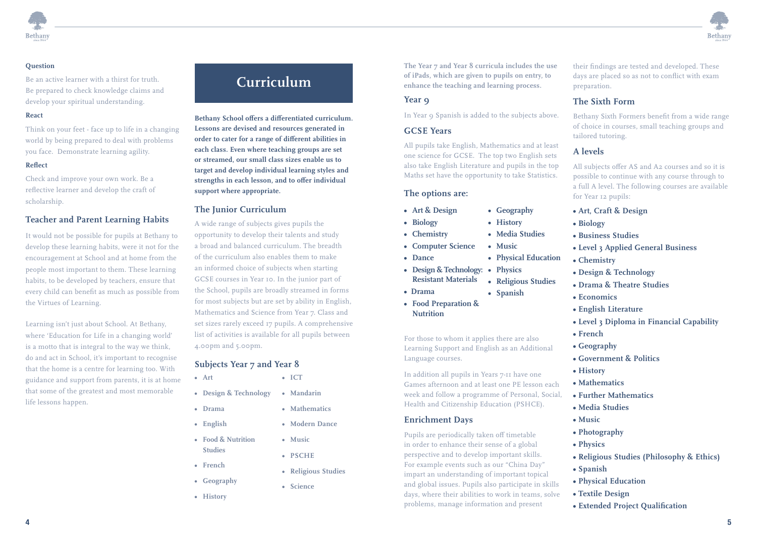**Question**

Be an active learner with a thirst for truth. Be prepared to check knowledge claims and develop your spiritual understanding.

**React**

Think on your feet - face up to life in a changing world by being prepared to deal with problems you face. Demonstrate learning agility.

**Reflect**

Check and improve your own work. Be a reflective learner and develop the craft of scholarship.

## Teacher and Parent Learning Habits

It would not be possible for pupils at Bethany to develop these learning habits, were it not for the encouragement at School and at home from the people most important to them. These learning habits, to be developed by teachers, ensure that every child can benefit as much as possible from the Virtues of Learning.

Learning isn't just about School. At Bethany, where 'Education for Life in a changing world' is a motto that is integral to the way we think, do and act in School, it's important to recognise that the home is a centre for learning too. With guidance and support from parents, it is at home that some of the greatest and most memorable life lessons happen.

# Curriculum

**Bethany School offers a differentiated curriculum. Lessons are devised and resources generated in order to cater for a range of different abilities in each class. Even where teaching groups are set or streamed, our small class sizes enable us to target and develop individual learning styles and strengths in each lesson, and to offer individual support where appropriate.**

## The Junior Curriculum

A wide range of subjects gives pupils the opportunity to develop their talents and study a broad and balanced curriculum. The breadth of the curriculum also enables them to make an informed choice of subjects when starting GCSE courses in Year 10. In the junior part of the School, pupils are broadly streamed in forms for most subjects but are set by ability in English, Mathematics and Science from Year 7. Class and set sizes rarely exceed 17 pupils. A comprehensive list of activities is available for all pupils between 4.00pm and 5.00pm.

## Subjects Year 7 and Year 8

- Art
- Design & Technology
- Drama
- English
- Food & Nutrition Studies
- French
- Geography
- History
- ICT
- Mandarin
- Mathematics
- Modern Dance
- Music
- PSCHE
- Religious Studies
- Science

**The Year 7 and Year 8 curricula includes the use of iPads, which are given to pupils on entry, to enhance the teaching and learning process.**

## Year 9

In Year 9 Spanish is added to the subjects above.

## GCSE Years

All pupils take English, Mathematics and at least one science for GCSE. The top two English sets also take English Literature and pupils in the top Maths set have the opportunity to take Statistics.

## The options are:

- Art & Design
- Biology
- Chemistry
- Computer Science
- Dance
- Design & Technology: Resistant Materials
- Drama
- Food Preparation & Nutrition
- Geography
- History
- Media Studies
- Music
- Physical Education
- Physics
- Religious Studies
- Spanish

For those to whom it applies there are also Learning Support and English as an Additional Language courses.

In addition all pupils in Years 7-11 have one Games afternoon and at least one PE lesson each week and follow a programme of Personal, Social, Health and Citizenship Education (PSHCE).

## Enrichment Days

Pupils are periodically taken off timetable in order to enhance their sense of a global perspective and to develop important skills. For example events such as our "China Day" impart an understanding of important topical and global issues. Pupils also participate in skills days, where their abilities to work in teams, solve problems, manage information and present their findings are tested and developed. These days are placed so as not to conflict with exam preparation.

## The Sixth Form

Bethany Sixth Formers benefit from a wide range of choice in courses, small teaching groups and tailored tutoring.

## A levels

All subjects offer AS and A2 courses and so it is possible to continue with any course through to a full A level. The following courses are available for Year 12 pupils:

- Art, Craft & Design
- Biology
- Business Studies
- Level 3 Applied General Business
- Chemistry
- Design & Technology
- Drama & Theatre Studies
- Economics
- English Literature
- Level 3 Diploma in Financial Capability
- French
- Geography
- Government & Politics
- History
- Mathematics
- Further Mathematics
- Media Studies
- Music
- Photography
- Physics
- Religious Studies (Philosophy & Ethics)
- Spanish
- Physical Education
- Textile Design
- Extended Project Qualification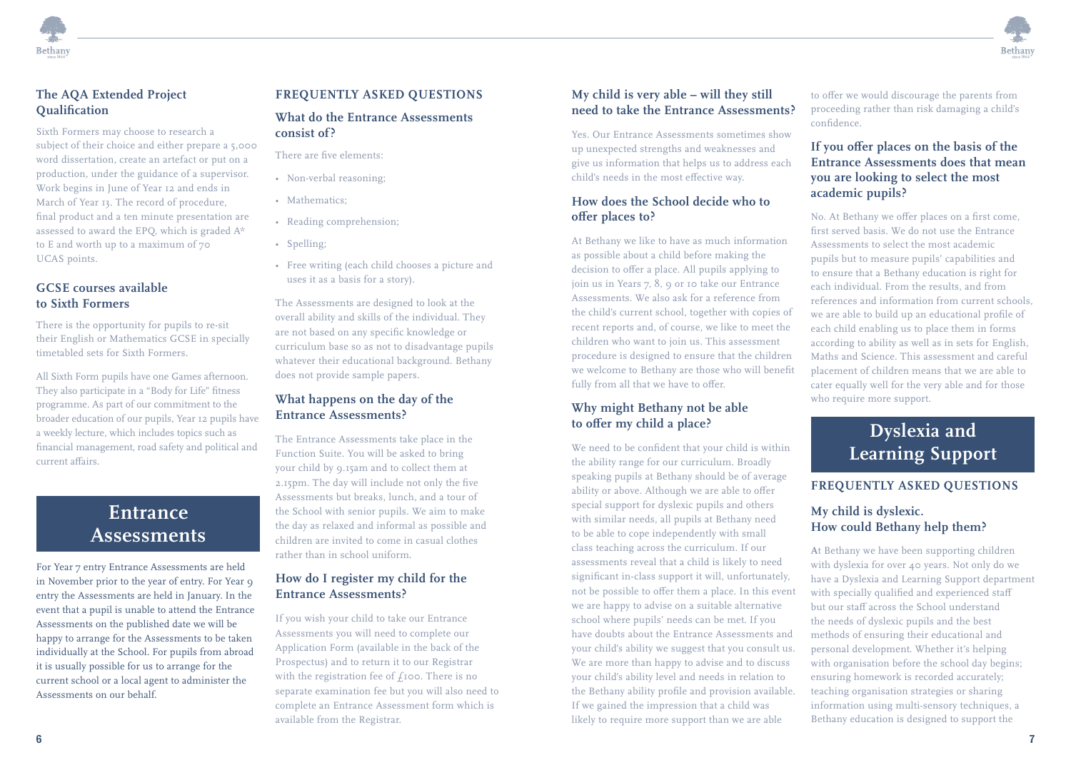### The AQA Extended Project Qualification

Sixth Formers may choose to research a subject of their choice and either prepare a 5,000 word dissertation, create an artefact or put on a production, under the guidance of a supervisor. Work begins in June of Year 12 and ends in March of Year 13. The record of procedure, final product and a ten minute presentation are assessed to award the EPQ, which is graded A* to E and worth up to a maximum of 70 UCAS points.

### GCSE courses available to Sixth Formers

There is the opportunity for pupils to re-sit their English or Mathematics GCSE in specially timetabled sets for Sixth Formers.

All Sixth Form pupils have one Games afternoon. They also participate in a "Body for Life" fitness programme. As part of our commitment to the broader education of our pupils, Year 12 pupils have a weekly lecture, which includes topics such as financial management, road safety and political and current affairs.

## Entrance Assessments

For Year 7 entry Entrance Assessments are held in November prior to the year of entry. For Year 9 entry the Assessments are held in January. In the event that a pupil is unable to attend the Entrance Assessments on the published date we will be happy to arrange for the Assessments to be taken individually at the School. For pupils from abroad it is usually possible for us to arrange for the current school or a local agent to administer the Assessments on our behalf.

### FREQUENTLY ASKED QUESTIONS

### What do the Entrance Assessments consist of?

There are five elements:

- Non-verbal reasoning;
- Mathematics;
- Reading comprehension;
- Spelling;
- Free writing (each child chooses a picture and uses it as a basis for a story).

The Assessments are designed to look at the overall ability and skills of the individual. They are not based on any specific knowledge or curriculum base so as not to disadvantage pupils whatever their educational background. Bethany does not provide sample papers.

### What happens on the day of the Entrance Assessments?

The Entrance Assessments take place in the Function Suite. You will be asked to bring your child by 9.15am and to collect them at 2.15pm. The day will include not only the five Assessments but breaks, lunch, and a tour of the School with senior pupils. We aim to make the day as relaxed and informal as possible and children are invited to come in casual clothes rather than in school uniform.

### How do I register my child for the Entrance Assessments?

If you wish your child to take our Entrance Assessments you will need to complete our Application Form (available in the back of the Prospectus) and to return it to our Registrar with the registration fee of £100. There is no separate examination fee but you will also need to complete an Entrance Assessment form which is available from the Registrar.

### My child is very able – will they still need to take the Entrance Assessments?

Yes. Our Entrance Assessments sometimes show up unexpected strengths and weaknesses and give us information that helps us to address each child's needs in the most effective way.

### How does the School decide who to offer places to?

At Bethany we like to have as much information as possible about a child before making the decision to offer a place. All pupils applying to join us in Years 7, 8, 9 or 10 take our Entrance Assessments. We also ask for a reference from the child's current school, together with copies of recent reports and, of course, we like to meet the children who want to join us. This assessment procedure is designed to ensure that the children we welcome to Bethany are those who will benefit fully from all that we have to offer.

### Why might Bethany not be able to offer my child a place?

We need to be confident that your child is within the ability range for our curriculum. Broadly speaking pupils at Bethany should be of average ability or above. Although we are able to offer special support for dyslexic pupils and others with similar needs, all pupils at Bethany need to be able to cope independently with small class teaching across the curriculum. If our assessments reveal that a child is likely to need significant in-class support it will, unfortunately, not be possible to offer them a place. In this event we are happy to advise on a suitable alternative school where pupils' needs can be met. If you have doubts about the Entrance Assessments and your child's ability we suggest that you consult us. We are more than happy to advise and to discuss your child's ability level and needs in relation to the Bethany ability profile and provision available. If we gained the impression that a child was likely to require more support than we are able to offer we would discourage the parents from proceeding rather than risk damaging a child's confidence.

### If you offer places on the basis of the Entrance Assessments does that mean you are looking to select the most academic pupils?

No. At Bethany we offer places on a first come, first served basis. We do not use the Entrance Assessments to select the most academic pupils but to measure pupils' capabilities and to ensure that a Bethany education is right for each individual. From the results, and from references and information from current schools, we are able to build up an educational profile of each child enabling us to place them in forms according to ability as well as in sets for English, Maths and Science. This assessment and careful placement of children means that we are able to cater equally well for the very able and for those who require more support.

## Dyslexia and Learning Support

### FREQUENTLY ASKED QUESTIONS

### My child is dyslexic. How could Bethany help them?

At Bethany we have been supporting children with dyslexia for over 40 years. Not only do we have a Dyslexia and Learning Support department with specially qualified and experienced staff but our staff across the School understand the needs of dyslexic pupils and the best methods of ensuring their educational and personal development. Whether it's helping with organisation before the school day begins; ensuring homework is recorded accurately; teaching organisation strategies or sharing information using multi-sensory techniques, a Bethany education is designed to support the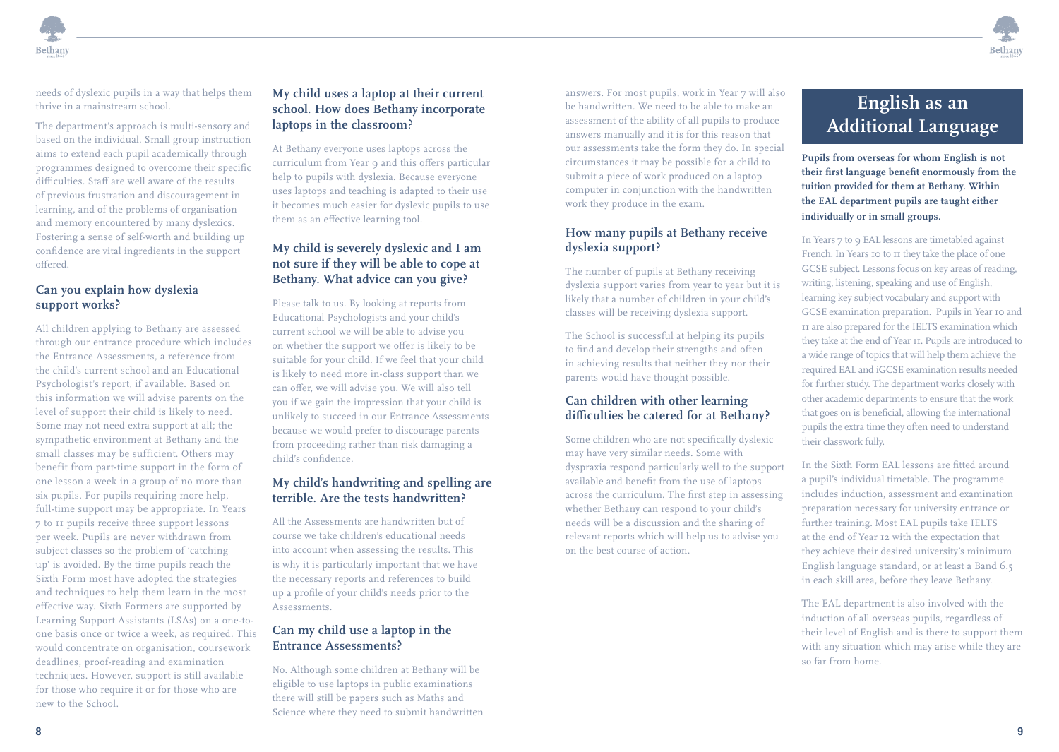needs of dyslexic pupils in a way that helps them thrive in a mainstream school.

The department's approach is multi-sensory and based on the individual. Small group instruction aims to extend each pupil academically through programmes designed to overcome their specific difficulties. Staff are well aware of the results of previous frustration and discouragement in learning, and of the problems of organisation and memory encountered by many dyslexics. Fostering a sense of self-worth and building up confidence are vital ingredients in the support offered.

### Can you explain how dyslexia support works?

All children applying to Bethany are assessed through our entrance procedure which includes the Entrance Assessments, a reference from the child's current school and an Educational Psychologist's report, if available. Based on this information we will advise parents on the level of support their child is likely to need. Some may not need extra support at all; the sympathetic environment at Bethany and the small classes may be sufficient. Others may benefit from part-time support in the form of one lesson a week in a group of no more than six pupils. For pupils requiring more help, full-time support may be appropriate. In Years 7 to 11 pupils receive three support lessons per week. Pupils are never withdrawn from subject classes so the problem of 'catching up' is avoided. By the time pupils reach the Sixth Form most have adopted the strategies and techniques to help them learn in the most effective way. Sixth Formers are supported by Learning Support Assistants (LSAs) on a one-to-one basis once or twice a week, as required. This would concentrate on organisation, coursework deadlines, proof-reading and examination techniques. However, support is still available for those who require it or for those who are new to the School.

### My child uses a laptop at their current school. How does Bethany incorporate laptops in the classroom?

At Bethany everyone uses laptops across the curriculum from Year 9 and this offers particular help to pupils with dyslexia. Because everyone uses laptops and teaching is adapted to their use it becomes much easier for dyslexic pupils to use them as an effective learning tool.

### My child is severely dyslexic and I am not sure if they will be able to cope at Bethany. What advice can you give?

Please talk to us. By looking at reports from Educational Psychologists and your child's current school we will be able to advise you on whether the support we offer is likely to be suitable for your child. If we feel that your child is likely to need more in-class support than we can offer, we will advise you. We will also tell you if we gain the impression that your child is unlikely to succeed in our Entrance Assessments because we would prefer to discourage parents from proceeding rather than risk damaging a child's confidence.

### My child's handwriting and spelling are terrible. Are the tests handwritten?

All the Assessments are handwritten but of course we take children's educational needs into account when assessing the results. This is why it is particularly important that we have the necessary reports and references to build up a profile of your child's needs prior to the Assessments.

### Can my child use a laptop in the Entrance Assessments?

No. Although some children at Bethany will be eligible to use laptops in public examinations there will still be papers such as Maths and Science where they need to submit handwritten answers. For most pupils, work in Year 7 will also be handwritten. We need to be able to make an assessment of the ability of all pupils to produce answers manually and it is for this reason that our assessments take the form they do. In special circumstances it may be possible for a child to submit a piece of work produced on a laptop computer in conjunction with the handwritten work they produce in the exam.

### How many pupils at Bethany receive dyslexia support?

The number of pupils at Bethany receiving dyslexia support varies from year to year but it is likely that a number of children in your child's classes will be receiving dyslexia support.

The School is successful at helping its pupils to find and develop their strengths and often in achieving results that neither they nor their parents would have thought possible.

### Can children with other learning difficulties be catered for at Bethany?

Some children who are not specifically dyslexic may have very similar needs. Some with dyspraxia respond particularly well to the support available and benefit from the use of laptops across the curriculum. The first step in assessing whether Bethany can respond to your child's needs will be a discussion and the sharing of relevant reports which will help us to advise you on the best course of action.

## English as an Additional Language

**Pupils from overseas for whom English is not their first language benefit enormously from the tuition provided for them at Bethany. Within the EAL department pupils are taught either individually or in small groups.**

In Years 7 to 9 EAL lessons are timetabled against French. In Years 10 to 11 they take the place of one GCSE subject. Lessons focus on key areas of reading, writing, listening, speaking and use of English, learning key subject vocabulary and support with GCSE examination preparation. Pupils in Year 10 and 11 are also prepared for the IELTS examination which they take at the end of Year 11. Pupils are introduced to a wide range of topics that will help them achieve the required EAL and iGCSE examination results needed for further study. The department works closely with other academic departments to ensure that the work that goes on is beneficial, allowing the international pupils the extra time they often need to understand their classwork fully.

In the Sixth Form EAL lessons are fitted around a pupil's individual timetable. The programme includes induction, assessment and examination preparation necessary for university entrance or further training. Most EAL pupils take IELTS at the end of Year 12 with the expectation that they achieve their desired university's minimum English language standard, or at least a Band 6.5 in each skill area, before they leave Bethany.

The EAL department is also involved with the induction of all overseas pupils, regardless of their level of English and is there to support them with any situation which may arise while they are so far from home.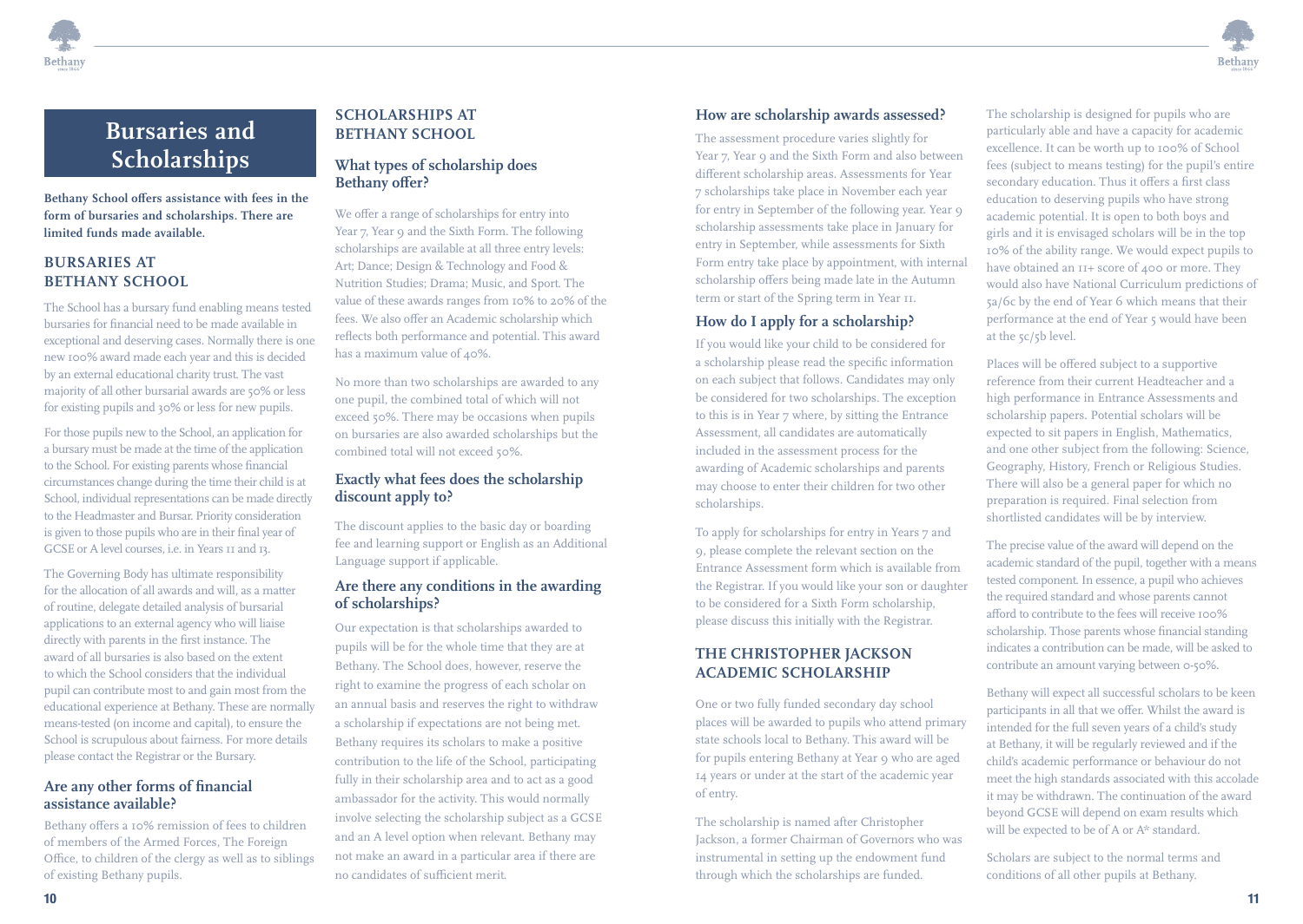# Bursaries and Scholarships

**Bethany School offers assistance with fees in the form of bursaries and scholarships. There are limited funds made available.**

## BURSARIES AT BETHANY SCHOOL

The School has a bursary fund enabling means tested bursaries for financial need to be made available in exceptional and deserving cases. Normally there is one new 100% award made each year and this is decided by an external educational charity trust. The vast majority of all other bursarial awards are 50% or less for existing pupils and 30% or less for new pupils.

For those pupils new to the School, an application for a bursary must be made at the time of the application to the School. For existing parents whose financial circumstances change during the time their child is at School, individual representations can be made directly to the Headmaster and Bursar. Priority consideration is given to those pupils who are in their final year of GCSE or A level courses, i.e. in Years 11 and 13.

The Governing Body has ultimate responsibility for the allocation of all awards and will, as a matter of routine, delegate detailed analysis of bursarial applications to an external agency who will liaise directly with parents in the first instance. The award of all bursaries is also based on the extent to which the School considers that the individual pupil can contribute most to and gain most from the educational experience at Bethany. These are normally means-tested (on income and capital), to ensure the School is scrupulous about fairness. For more details please contact the Registrar or the Bursary.

### Are any other forms of financial assistance available?

Bethany offers a 10% remission of fees to children of members of the Armed Forces, The Foreign Office, to children of the clergy as well as to siblings of existing Bethany pupils.

## SCHOLARSHIPS AT BETHANY SCHOOL

### What types of scholarship does Bethany offer?

We offer a range of scholarships for entry into Year 7, Year 9 and the Sixth Form. The following scholarships are available at all three entry levels: Art; Dance; Design & Technology and Food & Nutrition Studies; Drama; Music, and Sport. The value of these awards ranges from 10% to 20% of the fees. We also offer an Academic scholarship which reflects both performance and potential. This award has a maximum value of 40%.

No more than two scholarships are awarded to any one pupil, the combined total of which will not exceed 50%. There may be occasions when pupils on bursaries are also awarded scholarships but the combined total will not exceed 50%.

### Exactly what fees does the scholarship discount apply to?

The discount applies to the basic day or boarding fee and learning support or English as an Additional Language support if applicable.

### Are there any conditions in the awarding of scholarships?

Our expectation is that scholarships awarded to pupils will be for the whole time that they are at Bethany. The School does, however, reserve the right to examine the progress of each scholar on an annual basis and reserves the right to withdraw a scholarship if expectations are not being met. Bethany requires its scholars to make a positive contribution to the life of the School, participating fully in their scholarship area and to act as a good ambassador for the activity. This would normally involve selecting the scholarship subject as a GCSE and an A level option when relevant. Bethany may not make an award in a particular area if there are no candidates of sufficient merit.

### How are scholarship awards assessed?

The assessment procedure varies slightly for Year 7, Year 9 and the Sixth Form and also between different scholarship areas. Assessments for Year 7 scholarships take place in November each year for entry in September of the following year. Year 9 scholarship assessments take place in January for entry in September, while assessments for Sixth Form entry take place by appointment, with internal scholarship offers being made late in the Autumn term or start of the Spring term in Year 11.

### How do I apply for a scholarship?

If you would like your child to be considered for a scholarship please read the specific information on each subject that follows. Candidates may only be considered for two scholarships. The exception to this is in Year 7 where, by sitting the Entrance Assessment, all candidates are automatically included in the assessment process for the awarding of Academic scholarships and parents may choose to enter their children for two other scholarships.

To apply for scholarships for entry in Years 7 and 9, please complete the relevant section on the Entrance Assessment form which is available from the Registrar. If you would like your son or daughter to be considered for a Sixth Form scholarship, please discuss this initially with the Registrar.

## THE CHRISTOPHER JACKSON ACADEMIC SCHOLARSHIP

One or two fully funded secondary day school places will be awarded to pupils who attend primary state schools local to Bethany. This award will be for pupils entering Bethany at Year 9 who are aged 14 years or under at the start of the academic year of entry.

The scholarship is named after Christopher Jackson, a former Chairman of Governors who was instrumental in setting up the endowment fund through which the scholarships are funded.

The scholarship is designed for pupils who are particularly able and have a capacity for academic excellence. It can be worth up to 100% of School fees (subject to means testing) for the pupil's entire secondary education. Thus it offers a first class education to deserving pupils who have strong academic potential. It is open to both boys and girls and it is envisaged scholars will be in the top 10% of the ability range. We would expect pupils to have obtained an 11+ score of 400 or more. They would also have National Curriculum predictions of 5a/6c by the end of Year 6 which means that their performance at the end of Year 5 would have been at the 5c/5b level.

Places will be offered subject to a supportive reference from their current Headteacher and a high performance in Entrance Assessments and scholarship papers. Potential scholars will be expected to sit papers in English, Mathematics, and one other subject from the following: Science, Geography, History, French or Religious Studies. There will also be a general paper for which no preparation is required. Final selection from shortlisted candidates will be by interview.

The precise value of the award will depend on the academic standard of the pupil, together with a means tested component. In essence, a pupil who achieves the required standard and whose parents cannot afford to contribute to the fees will receive 100% scholarship. Those parents whose financial standing indicates a contribution can be made, will be asked to contribute an amount varying between 0-50%.

Bethany will expect all successful scholars to be keen participants in all that we offer. Whilst the award is intended for the full seven years of a child's study at Bethany, it will be regularly reviewed and if the child's academic performance or behaviour do not meet the high standards associated with this accolade it may be withdrawn. The continuation of the award beyond GCSE will depend on exam results which will be expected to be of A or A* standard.

Scholars are subject to the normal terms and conditions of all other pupils at Bethany.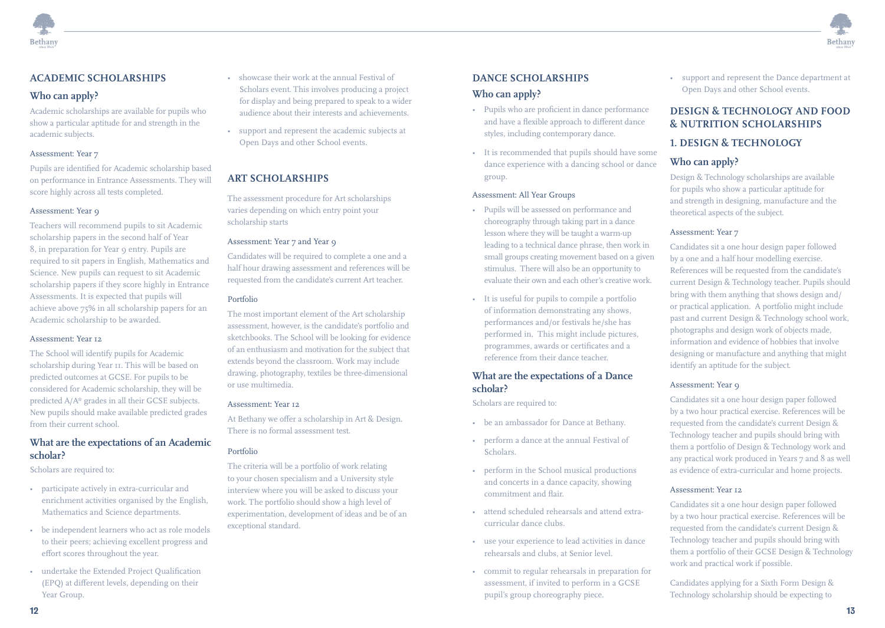## ACADEMIC SCHOLARSHIPS

### Who can apply?

Academic scholarships are available for pupils who show a particular aptitude for and strength in the academic subjects.

#### Assessment: Year 7

Pupils are identified for Academic scholarship based on performance in Entrance Assessments. They will score highly across all tests completed.

#### Assessment: Year 9

Teachers will recommend pupils to sit Academic scholarship papers in the second half of Year 8, in preparation for Year 9 entry. Pupils are required to sit papers in English, Mathematics and Science. New pupils can request to sit Academic scholarship papers if they score highly in Entrance Assessments. It is expected that pupils will achieve above 75% in all scholarship papers for an Academic scholarship to be awarded.

#### Assessment: Year 12

The School will identify pupils for Academic scholarship during Year 11. This will be based on predicted outcomes at GCSE. For pupils to be considered for Academic scholarship, they will be predicted A/A* grades in all their GCSE subjects. New pupils should make available predicted grades from their current school.

### What are the expectations of an Academic scholar?

Scholars are required to:

- participate actively in extra-curricular and enrichment activities organised by the English, Mathematics and Science departments.
- be independent learners who act as role models to their peers; achieving excellent progress and effort scores throughout the year.
- undertake the Extended Project Qualification (EPQ) at different levels, depending on their Year Group.
- showcase their work at the annual Festival of Scholars event. This involves producing a project for display and being prepared to speak to a wider audience about their interests and achievements.
- support and represent the academic subjects at Open Days and other School events.

## ART SCHOLARSHIPS

The assessment procedure for Art scholarships varies depending on which entry point your scholarship starts

#### Assessment: Year 7 and Year 9

Candidates will be required to complete a one and a half hour drawing assessment and references will be requested from the candidate's current Art teacher.

#### Portfolio

The most important element of the Art scholarship assessment, however, is the candidate's portfolio and sketchbooks. The School will be looking for evidence of an enthusiasm and motivation for the subject that extends beyond the classroom. Work may include drawing, photography, textiles be three-dimensional or use multimedia.

#### Assessment: Year 12

At Bethany we offer a scholarship in Art & Design. There is no formal assessment test.

#### Portfolio

The criteria will be a portfolio of work relating to your chosen specialism and a University style interview where you will be asked to discuss your work. The portfolio should show a high level of experimentation, development of ideas and be of an exceptional standard.

## DANCE SCHOLARSHIPS

### Who can apply?

- Pupils who are proficient in dance performance and have a flexible approach to different dance styles, including contemporary dance.
- It is recommended that pupils should have some dance experience with a dancing school or dance group.

#### Assessment: All Year Groups

- Pupils will be assessed on performance and choreography through taking part in a dance lesson where they will be taught a warm-up leading to a technical dance phrase, then work in small groups creating movement based on a given stimulus. There will also be an opportunity to evaluate their own and each other's creative work.
- It is useful for pupils to compile a portfolio of information demonstrating any shows, performances and/or festivals he/she has performed in. This might include pictures, programmes, awards or certificates and a reference from their dance teacher.

### What are the expectations of a Dance scholar?

Scholars are required to:

- be an ambassador for Dance at Bethany.
- perform a dance at the annual Festival of Scholars.
- perform in the School musical productions and concerts in a dance capacity, showing commitment and flair.
- attend scheduled rehearsals and attend extra-curricular dance clubs.
- use your experience to lead activities in dance rehearsals and clubs, at Senior level.
- commit to regular rehearsals in preparation for assessment, if invited to perform in a GCSE pupil's group choreography piece.
- support and represent the Dance department at Open Days and other School events.

## DESIGN & TECHNOLOGY AND FOOD & NUTRITION SCHOLARSHIPS

### 1. DESIGN & TECHNOLOGY

### Who can apply?

Design & Technology scholarships are available for pupils who show a particular aptitude for and strength in designing, manufacture and the theoretical aspects of the subject.

#### Assessment: Year 7

Candidates sit a one hour design paper followed by a one and a half hour modelling exercise. References will be requested from the candidate's current Design & Technology teacher. Pupils should bring with them anything that shows design and/or practical application. A portfolio might include past and current Design & Technology school work, photographs and design work of objects made, information and evidence of hobbies that involve designing or manufacture and anything that might identify an aptitude for the subject.

#### Assessment: Year 9

Candidates sit a one hour design paper followed by a two hour practical exercise. References will be requested from the candidate's current Design & Technology teacher and pupils should bring with them a portfolio of Design & Technology work and any practical work produced in Years 7 and 8 as well as evidence of extra-curricular and home projects.

#### Assessment: Year 12

Candidates sit a one hour design paper followed by a two hour practical exercise. References will be requested from the candidate's current Design & Technology teacher and pupils should bring with them a portfolio of their GCSE Design & Technology work and practical work if possible.

Candidates applying for a Sixth Form Design & Technology scholarship should be expecting to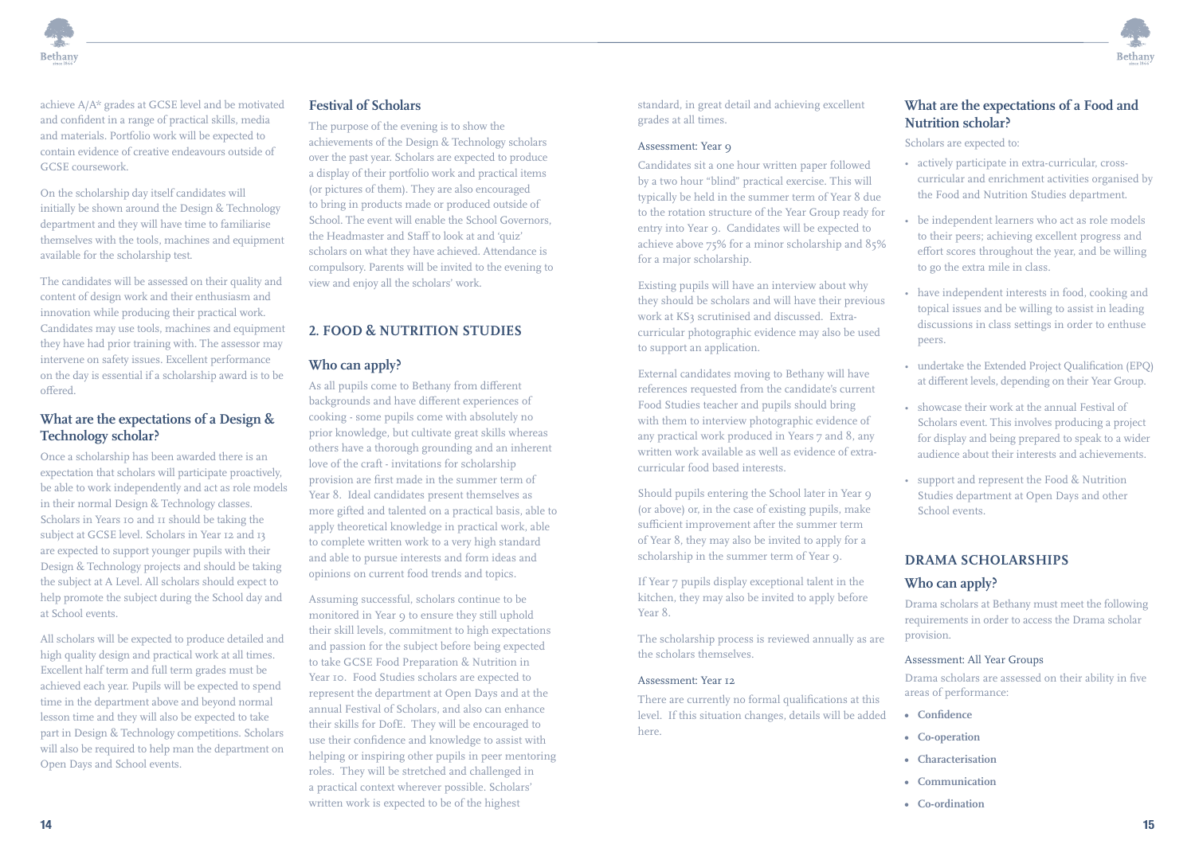achieve A/A* grades at GCSE level and be motivated and confident in a range of practical skills, media and materials. Portfolio work will be expected to contain evidence of creative endeavours outside of GCSE coursework.

On the scholarship day itself candidates will initially be shown around the Design & Technology department and they will have time to familiarise themselves with the tools, machines and equipment available for the scholarship test.

The candidates will be assessed on their quality and content of design work and their enthusiasm and innovation while producing their practical work. Candidates may use tools, machines and equipment they have had prior training with. The assessor may intervene on safety issues. Excellent performance on the day is essential if a scholarship award is to be offered.

### What are the expectations of a Design & Technology scholar?

Once a scholarship has been awarded there is an expectation that scholars will participate proactively, be able to work independently and act as role models in their normal Design & Technology classes. Scholars in Years 10 and 11 should be taking the subject at GCSE level. Scholars in Year 12 and 13 are expected to support younger pupils with their Design & Technology projects and should be taking the subject at A Level. All scholars should expect to help promote the subject during the School day and at School events.

All scholars will be expected to produce detailed and high quality design and practical work at all times. Excellent half term and full term grades must be achieved each year. Pupils will be expected to spend time in the department above and beyond normal lesson time and they will also be expected to take part in Design & Technology competitions. Scholars will also be required to help man the department on Open Days and School events.

### Festival of Scholars

The purpose of the evening is to show the achievements of the Design & Technology scholars over the past year. Scholars are expected to produce a display of their portfolio work and practical items (or pictures of them). They are also encouraged to bring in products made or produced outside of School. The event will enable the School Governors, the Headmaster and Staff to look at and 'quiz' scholars on what they have achieved. Attendance is compulsory. Parents will be invited to the evening to view and enjoy all the scholars' work.

## 2. FOOD & NUTRITION STUDIES

### Who can apply?

As all pupils come to Bethany from different backgrounds and have different experiences of cooking - some pupils come with absolutely no prior knowledge, but cultivate great skills whereas others have a thorough grounding and an inherent love of the craft - invitations for scholarship provision are first made in the summer term of Year 8. Ideal candidates present themselves as more gifted and talented on a practical basis, able to apply theoretical knowledge in practical work, able to complete written work to a very high standard and able to pursue interests and form ideas and opinions on current food trends and topics.

Assuming successful, scholars continue to be monitored in Year 9 to ensure they still uphold their skill levels, commitment to high expectations and passion for the subject before being expected to take GCSE Food Preparation & Nutrition in Year 10. Food Studies scholars are expected to represent the department at Open Days and at the annual Festival of Scholars, and also can enhance their skills for DofE. They will be encouraged to use their confidence and knowledge to assist with helping or inspiring other pupils in peer mentoring roles. They will be stretched and challenged in a practical context wherever possible. Scholars' written work is expected to be of the highest standard, in great detail and achieving excellent grades at all times.

Assessment: Year 9

Candidates sit a one hour written paper followed by a two hour "blind" practical exercise. This will typically be held in the summer term of Year 8 due to the rotation structure of the Year Group ready for entry into Year 9. Candidates will be expected to achieve above 75% for a minor scholarship and 85% for a major scholarship.

Existing pupils will have an interview about why they should be scholars and will have their previous work at KS3 scrutinised and discussed. Extra-curricular photographic evidence may also be used to support an application.

External candidates moving to Bethany will have references requested from the candidate's current Food Studies teacher and pupils should bring with them to interview photographic evidence of any practical work produced in Years 7 and 8, any written work available as well as evidence of extra-curricular food based interests.

Should pupils entering the School later in Year 9 (or above) or, in the case of existing pupils, make sufficient improvement after the summer term of Year 8, they may also be invited to apply for a scholarship in the summer term of Year 9.

If Year 7 pupils display exceptional talent in the kitchen, they may also be invited to apply before Year 8.

The scholarship process is reviewed annually as are the scholars themselves.

Assessment: Year 12

There are currently no formal qualifications at this level. If this situation changes, details will be added here.

### What are the expectations of a Food and Nutrition scholar?

Scholars are expected to:

- actively participate in extra-curricular, cross-curricular and enrichment activities organised by the Food and Nutrition Studies department.
- be independent learners who act as role models to their peers; achieving excellent progress and effort scores throughout the year, and be willing to go the extra mile in class.
- have independent interests in food, cooking and topical issues and be willing to assist in leading discussions in class settings in order to enthuse peers.
- undertake the Extended Project Qualification (EPQ) at different levels, depending on their Year Group.
- showcase their work at the annual Festival of Scholars event. This involves producing a project for display and being prepared to speak to a wider audience about their interests and achievements.
- support and represent the Food & Nutrition Studies department at Open Days and other School events.

## DRAMA SCHOLARSHIPS

### Who can apply?

Drama scholars at Bethany must meet the following requirements in order to access the Drama scholar provision.

Assessment: All Year Groups

Drama scholars are assessed on their ability in five areas of performance:

- **Confidence**
- **Co-operation**
- **Characterisation**
- **Communication**
- **Co-ordination**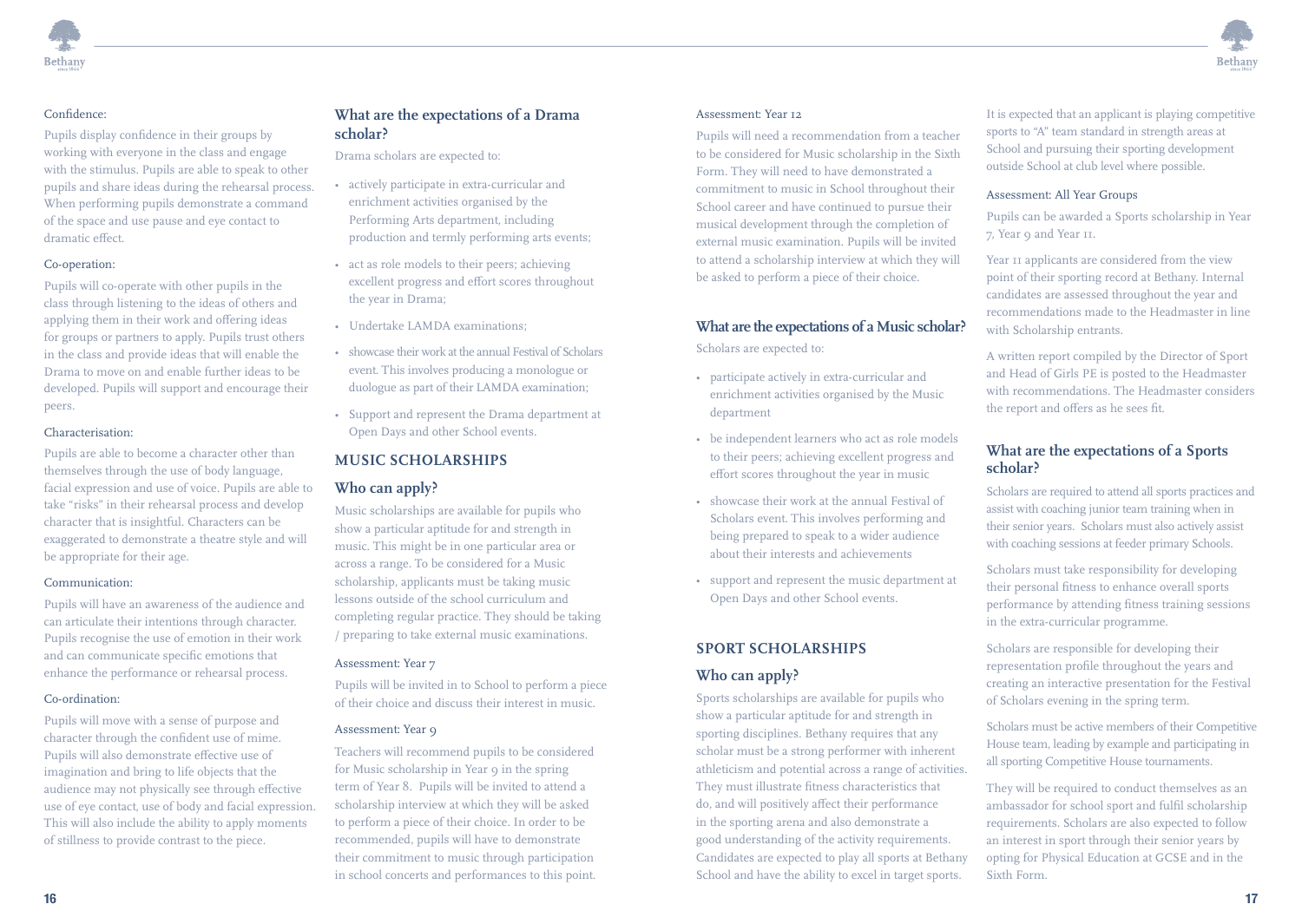Confidence:

Pupils display confidence in their groups by working with everyone in the class and engage with the stimulus. Pupils are able to speak to other pupils and share ideas during the rehearsal process. When performing pupils demonstrate a command of the space and use pause and eye contact to dramatic effect.

Co-operation:

Pupils will co-operate with other pupils in the class through listening to the ideas of others and applying them in their work and offering ideas for groups or partners to apply. Pupils trust others in the class and provide ideas that will enable the Drama to move on and enable further ideas to be developed. Pupils will support and encourage their peers.

Characterisation:

Pupils are able to become a character other than themselves through the use of body language, facial expression and use of voice. Pupils are able to take "risks" in their rehearsal process and develop character that is insightful. Characters can be exaggerated to demonstrate a theatre style and will be appropriate for their age.

Communication:

Pupils will have an awareness of the audience and can articulate their intentions through character. Pupils recognise the use of emotion in their work and can communicate specific emotions that enhance the performance or rehearsal process.

Co-ordination:

Pupils will move with a sense of purpose and character through the confident use of mime. Pupils will also demonstrate effective use of imagination and bring to life objects that the audience may not physically see through effective use of eye contact, use of body and facial expression. This will also include the ability to apply moments of stillness to provide contrast to the piece.

### What are the expectations of a Drama scholar?

Drama scholars are expected to:

- actively participate in extra-curricular and enrichment activities organised by the Performing Arts department, including production and termly performing arts events;
- act as role models to their peers; achieving excellent progress and effort scores throughout the year in Drama;
- Undertake LAMDA examinations;
- showcase their work at the annual Festival of Scholars event. This involves producing a monologue or duologue as part of their LAMDA examination;
- Support and represent the Drama department at Open Days and other School events.

## MUSIC SCHOLARSHIPS

### Who can apply?

Music scholarships are available for pupils who show a particular aptitude for and strength in music. This might be in one particular area or across a range. To be considered for a Music scholarship, applicants must be taking music lessons outside of the school curriculum and completing regular practice. They should be taking / preparing to take external music examinations.

Assessment: Year 7

Pupils will be invited in to School to perform a piece of their choice and discuss their interest in music.

Assessment: Year 9

Teachers will recommend pupils to be considered for Music scholarship in Year 9 in the spring term of Year 8. Pupils will be invited to attend a scholarship interview at which they will be asked to perform a piece of their choice. In order to be recommended, pupils will have to demonstrate their commitment to music through participation in school concerts and performances to this point.

Assessment: Year 12

Pupils will need a recommendation from a teacher to be considered for Music scholarship in the Sixth Form. They will need to have demonstrated a commitment to music in School throughout their School career and have continued to pursue their musical development through the completion of external music examination. Pupils will be invited to attend a scholarship interview at which they will be asked to perform a piece of their choice.

### What are the expectations of a Music scholar?

Scholars are expected to:

- participate actively in extra-curricular and enrichment activities organised by the Music department
- be independent learners who act as role models to their peers; achieving excellent progress and effort scores throughout the year in music
- showcase their work at the annual Festival of Scholars event. This involves performing and being prepared to speak to a wider audience about their interests and achievements
- support and represent the music department at Open Days and other School events.

## SPORT SCHOLARSHIPS

### Who can apply?

Sports scholarships are available for pupils who show a particular aptitude for and strength in sporting disciplines. Bethany requires that any scholar must be a strong performer with inherent athleticism and potential across a range of activities. They must illustrate fitness characteristics that do, and will positively affect their performance in the sporting arena and also demonstrate a good understanding of the activity requirements. Candidates are expected to play all sports at Bethany School and have the ability to excel in target sports.

It is expected that an applicant is playing competitive sports to "A" team standard in strength areas at School and pursuing their sporting development outside School at club level where possible.

Assessment: All Year Groups

Pupils can be awarded a Sports scholarship in Year 7, Year 9 and Year 11.

Year 11 applicants are considered from the view point of their sporting record at Bethany. Internal candidates are assessed throughout the year and recommendations made to the Headmaster in line with Scholarship entrants.

A written report compiled by the Director of Sport and Head of Girls PE is posted to the Headmaster with recommendations. The Headmaster considers the report and offers as he sees fit.

### What are the expectations of a Sports scholar?

Scholars are required to attend all sports practices and assist with coaching junior team training when in their senior years. Scholars must also actively assist with coaching sessions at feeder primary Schools.

Scholars must take responsibility for developing their personal fitness to enhance overall sports performance by attending fitness training sessions in the extra-curricular programme.

Scholars are responsible for developing their representation profile throughout the years and creating an interactive presentation for the Festival of Scholars evening in the spring term.

Scholars must be active members of their Competitive House team, leading by example and participating in all sporting Competitive House tournaments.

They will be required to conduct themselves as an ambassador for school sport and fulfil scholarship requirements. Scholars are also expected to follow an interest in sport through their senior years by opting for Physical Education at GCSE and in the Sixth Form.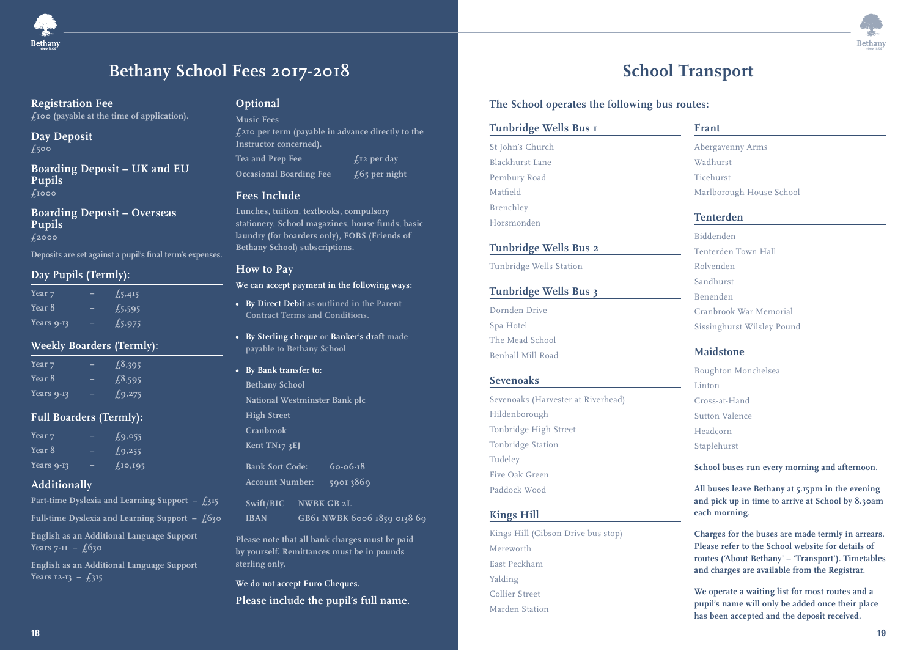# Bethany School Fees 2017-2018

## Registration Fee

£100 (payable at the time of application).

## Day Deposit

£500

## Boarding Deposit – UK and EU Pupils

£1000

## Boarding Deposit – Overseas Pupils

£2000

Deposits are set against a pupil's final term's expenses.

## Day Pupils (Termly):

| | | |
|---|---|---|
| Year 7 | – | £5,415 |
| Year 8 | – | £5,595 |
| Years 9-13 | – | £5,975 |

## Weekly Boarders (Termly):

| | | |
|---|---|---|
| Year 7 | – | £8,395 |
| Year 8 | – | £8,595 |
| Years 9-13 | – | £9,275 |

## Full Boarders (Termly):

| | | |
|---|---|---|
| Year 7 | – | £9,055 |
| Year 8 | – | £9,255 |
| Years 9-13 | – | £10,195 |

## Additionally

Part-time Dyslexia and Learning Support – £315

Full-time Dyslexia and Learning Support – £630

English as an Additional Language Support Years 7-11 – £630

English as an Additional Language Support Years 12-13 – £315

## Optional

Music Fees

£210 per term (payable in advance directly to the Instructor concerned).

| | |
|---|---|
| Tea and Prep Fee | £12 per day |
| Occasional Boarding Fee | £65 per night |

## Fees Include

Lunches, tuition, textbooks, compulsory stationery, School magazines, house funds, basic laundry (for boarders only), FOBS (Friends of Bethany School) subscriptions.

## How to Pay

**We can accept payment in the following ways:**

- **By Direct Debit** as outlined in the Parent Contract Terms and Conditions.
- **By Sterling cheque** or **Banker's draft** made payable to Bethany School
- **By Bank transfer to:**

  Bethany School
  National Westminster Bank plc
  High Street
  Cranbrook
  Kent TN17 3EJ

  | | |
  |---|---|
  | Bank Sort Code: | 60-06-18 |
  | Account Number: | 5901 3869 |
  | Swift/BIC | NWBK GB 2L |
  | IBAN | GB61 NWBK 6006 1859 0138 69 |

Please note that all bank charges must be paid by yourself. Remittances must be in pounds sterling only.

**We do not accept Euro Cheques.**

**Please include the pupil's full name.**

# School Transport

**The School operates the following bus routes:**

## Tunbridge Wells Bus 1

St John's Church
Blackhurst Lane
Pembury Road
Matfield
Brenchley
Horsmonden

## Tunbridge Wells Bus 2

Tunbridge Wells Station

## Tunbridge Wells Bus 3

Dornden Drive
Spa Hotel
The Mead School
Benhall Mill Road

## Sevenoaks

Sevenoaks (Harvester at Riverhead)
Hildenborough
Tonbridge High Street
Tonbridge Station
Tudeley
Five Oak Green
Paddock Wood

## Kings Hill

Kings Hill (Gibson Drive bus stop)
Mereworth
East Peckham
Yalding
Collier Street
Marden Station

## Frant

Abergavenny Arms
Wadhurst
Ticehurst
Marlborough House School

## Tenterden

Biddenden
Tenterden Town Hall
Rolvenden
Sandhurst
Benenden
Cranbrook War Memorial
Sissinghurst Wilsley Pound

## Maidstone

Boughton Monchelsea
Linton
Cross-at-Hand
Sutton Valence
Headcorn
Staplehurst

**School buses run every morning and afternoon.**

**All buses leave Bethany at 5.15pm in the evening and pick up in time to arrive at School by 8.30am each morning.**

**Charges for the buses are made termly in arrears. Please refer to the School website for details of routes ('About Bethany' – 'Transport'). Timetables and charges are available from the Registrar.**

**We operate a waiting list for most routes and a pupil's name will only be added once their place has been accepted and the deposit received.**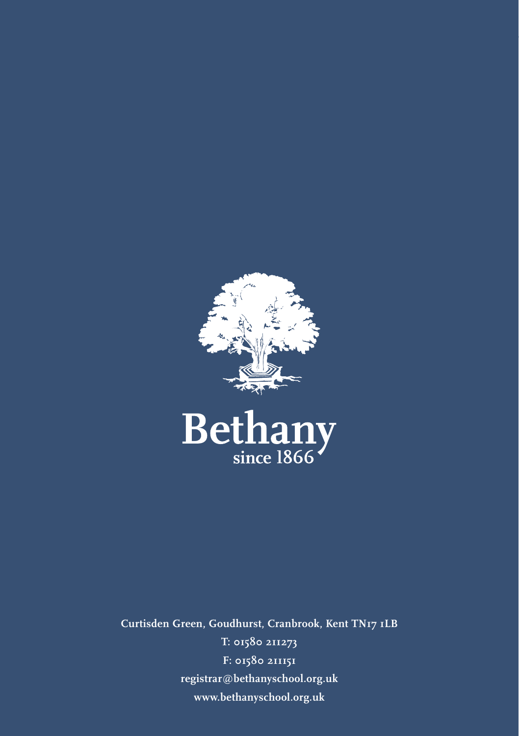**Bethany**
**since 1866**

Curtisden Green, Goudhurst, Cranbrook, Kent TN17 1LB

T: 01580 211273

F: 01580 211151

registrar@bethanyschool.org.uk

www.bethanyschool.org.uk